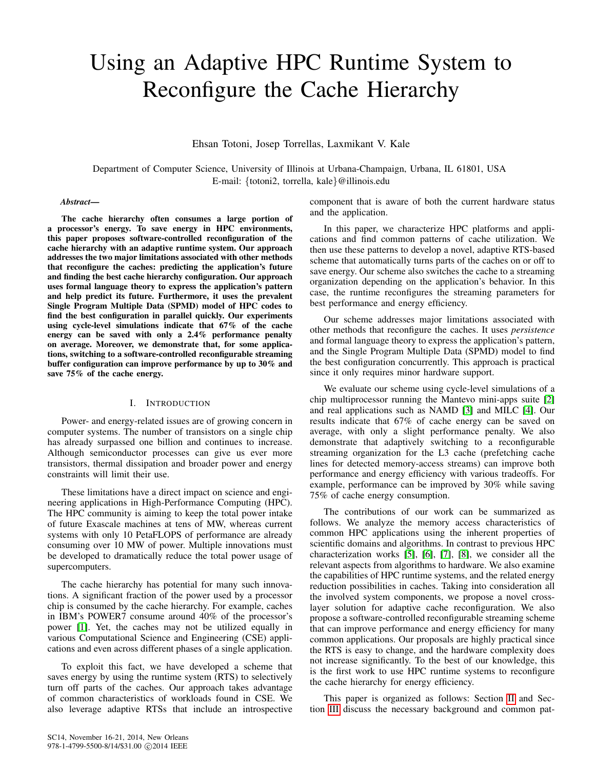# Using an Adaptive HPC Runtime System to Reconfigure the Cache Hierarchy

Ehsan Totoni, Josep Torrellas, Laxmikant V. Kale

Department of Computer Science, University of Illinois at Urbana-Champaign, Urbana, IL 61801, USA
E-mail: {totoni2, torrella, kale}@illinois.edu

***Abstract*—**

**The cache hierarchy often consumes a large portion of a processor's energy. To save energy in HPC environments, this paper proposes software-controlled reconfiguration of the cache hierarchy with an adaptive runtime system. Our approach addresses the two major limitations associated with other methods that reconfigure the caches: predicting the application's future and finding the best cache hierarchy configuration. Our approach uses formal language theory to express the application's pattern and help predict its future. Furthermore, it uses the prevalent Single Program Multiple Data (SPMD) model of HPC codes to find the best configuration in parallel quickly. Our experiments using cycle-level simulations indicate that 67% of the cache energy can be saved with only a 2.4% performance penalty on average. Moreover, we demonstrate that, for some applications, switching to a software-controlled reconfigurable streaming buffer configuration can improve performance by up to 30% and save 75% of the cache energy.**

## I. Introduction

Power- and energy-related issues are of growing concern in computer systems. The number of transistors on a single chip has already surpassed one billion and continues to increase. Although semiconductor processes can give us ever more transistors, thermal dissipation and broader power and energy constraints will limit their use.

These limitations have a direct impact on science and engineering applications in High-Performance Computing (HPC). The HPC community is aiming to keep the total power intake of future Exascale machines at tens of MW, whereas current systems with only 10 PetaFLOPS of performance are already consuming over 10 MW of power. Multiple innovations must be developed to dramatically reduce the total power usage of supercomputers.

The cache hierarchy has potential for many such innovations. A significant fraction of the power used by a processor chip is consumed by the cache hierarchy. For example, caches in IBM's POWER7 consume around 40% of the processor's power [1]. Yet, the caches may not be utilized equally in various Computational Science and Engineering (CSE) applications and even across different phases of a single application.

To exploit this fact, we have developed a scheme that saves energy by using the runtime system (RTS) to selectively turn off parts of the caches. Our approach takes advantage of common characteristics of workloads found in CSE. We also leverage adaptive RTSs that include an introspective component that is aware of both the current hardware status and the application.

In this paper, we characterize HPC platforms and applications and find common patterns of cache utilization. We then use these patterns to develop a novel, adaptive RTS-based scheme that automatically turns parts of the caches on or off to save energy. Our scheme also switches the cache to a streaming organization depending on the application's behavior. In this case, the runtime reconfigures the streaming parameters for best performance and energy efficiency.

Our scheme addresses major limitations associated with other methods that reconfigure the caches. It uses *persistence* and formal language theory to express the application's pattern, and the Single Program Multiple Data (SPMD) model to find the best configuration concurrently. This approach is practical since it only requires minor hardware support.

We evaluate our scheme using cycle-level simulations of a chip multiprocessor running the Mantevo mini-apps suite [2] and real applications such as NAMD [3] and MILC [4]. Our results indicate that 67% of cache energy can be saved on average, with only a slight performance penalty. We also demonstrate that adaptively switching to a reconfigurable streaming organization for the L3 cache (prefetching cache lines for detected memory-access streams) can improve both performance and energy efficiency with various tradeoffs. For example, performance can be improved by 30% while saving 75% of cache energy consumption.

The contributions of our work can be summarized as follows. We analyze the memory access characteristics of common HPC applications using the inherent properties of scientific domains and algorithms. In contrast to previous HPC characterization works [5], [6], [7], [8], we consider all the relevant aspects from algorithms to hardware. We also examine the capabilities of HPC runtime systems, and the related energy reduction possibilities in caches. Taking into consideration all the involved system components, we propose a novel cross-layer solution for adaptive cache reconfiguration. We also propose a software-controlled reconfigurable streaming scheme that can improve performance and energy efficiency for many common applications. Our proposals are highly practical since the RTS is easy to change, and the hardware complexity does not increase significantly. To the best of our knowledge, this is the first work to use HPC runtime systems to reconfigure the cache hierarchy for energy efficiency.

This paper is organized as follows: Section II and Section III discuss the necessary background and common pat-

SC14, November 16-21, 2014, New Orleans
978-1-4799-5500-8/14/$31.00 ©2014 IEEE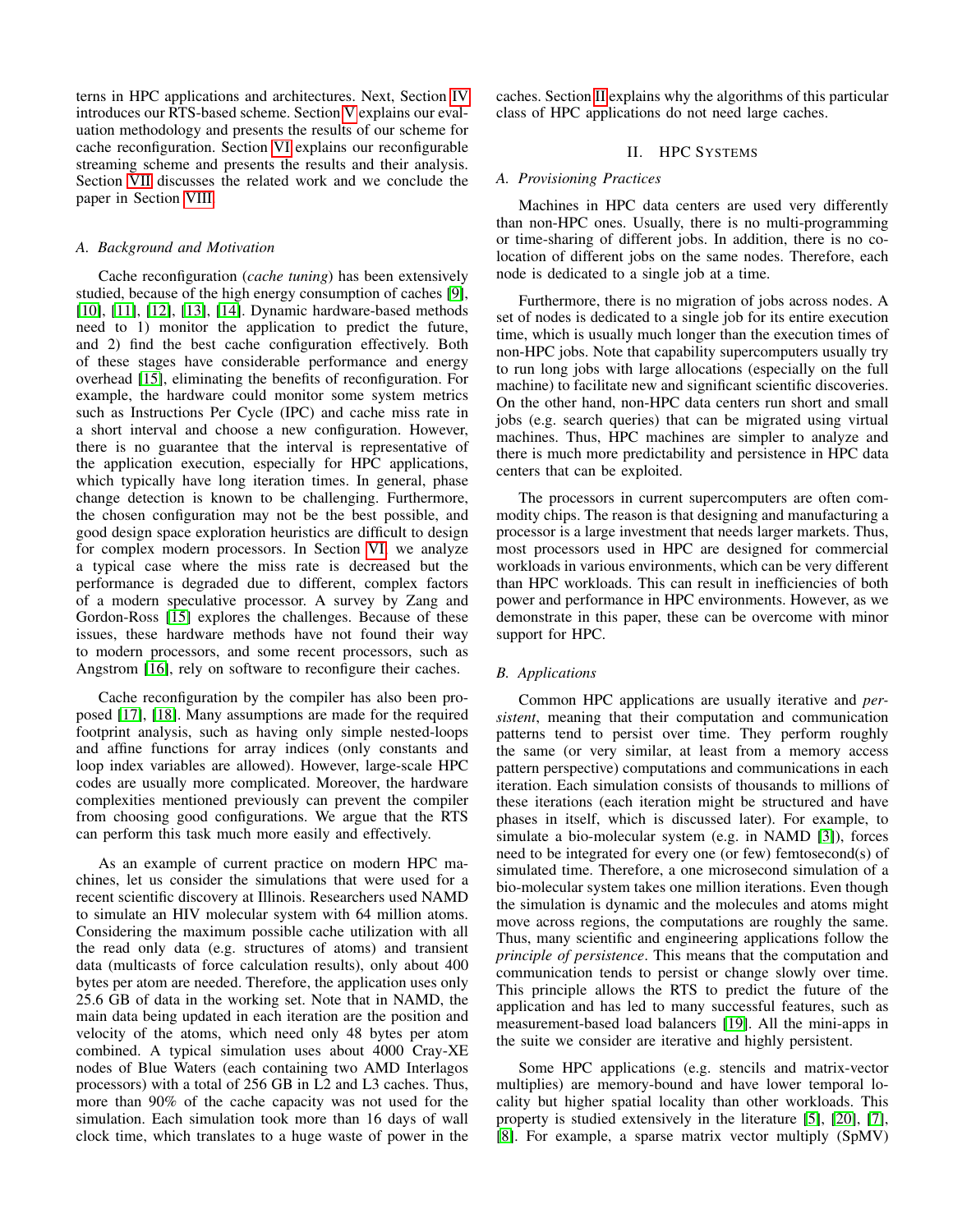terns in HPC applications and architectures. Next, Section IV introduces our RTS-based scheme. Section V explains our evaluation methodology and presents the results of our scheme for cache reconfiguration. Section VI explains our reconfigurable streaming scheme and presents the results and their analysis. Section VII discusses the related work and we conclude the paper in Section VIII.

### A. Background and Motivation

Cache reconfiguration (*cache tuning*) has been extensively studied, because of the high energy consumption of caches [9], [10], [11], [12], [13], [14]. Dynamic hardware-based methods need to 1) monitor the application to predict the future, and 2) find the best cache configuration effectively. Both of these stages have considerable performance and energy overhead [15], eliminating the benefits of reconfiguration. For example, the hardware could monitor some system metrics such as Instructions Per Cycle (IPC) and cache miss rate in a short interval and choose a new configuration. However, there is no guarantee that the interval is representative of the application execution, especially for HPC applications, which typically have long iteration times. In general, phase change detection is known to be challenging. Furthermore, the chosen configuration may not be the best possible, and good design space exploration heuristics are difficult to design for complex modern processors. In Section VI, we analyze a typical case where the miss rate is decreased but the performance is degraded due to different, complex factors of a modern speculative processor. A survey by Zang and Gordon-Ross [15] explores the challenges. Because of these issues, these hardware methods have not found their way to modern processors, and some recent processors, such as Angstrom [16], rely on software to reconfigure their caches.

Cache reconfiguration by the compiler has also been proposed [17], [18]. Many assumptions are made for the required footprint analysis, such as having only simple nested-loops and affine functions for array indices (only constants and loop index variables are allowed). However, large-scale HPC codes are usually more complicated. Moreover, the hardware complexities mentioned previously can prevent the compiler from choosing good configurations. We argue that the RTS can perform this task much more easily and effectively.

As an example of current practice on modern HPC machines, let us consider the simulations that were used for a recent scientific discovery at Illinois. Researchers used NAMD to simulate an HIV molecular system with 64 million atoms. Considering the maximum possible cache utilization with all the read only data (e.g. structures of atoms) and transient data (multicasts of force calculation results), only about 400 bytes per atom are needed. Therefore, the application uses only 25.6 GB of data in the working set. Note that in NAMD, the main data being updated in each iteration are the position and velocity of the atoms, which need only 48 bytes per atom combined. A typical simulation uses about 4000 Cray-XE nodes of Blue Waters (each containing two AMD Interlagos processors) with a total of 256 GB in L2 and L3 caches. Thus, more than 90% of the cache capacity was not used for the simulation. Each simulation took more than 16 days of wall clock time, which translates to a huge waste of power in the caches. Section II explains why the algorithms of this particular class of HPC applications do not need large caches.

## II. HPC Systems

### A. Provisioning Practices

Machines in HPC data centers are used very differently than non-HPC ones. Usually, there is no multi-programming or time-sharing of different jobs. In addition, there is no co-location of different jobs on the same nodes. Therefore, each node is dedicated to a single job at a time.

Furthermore, there is no migration of jobs across nodes. A set of nodes is dedicated to a single job for its entire execution time, which is usually much longer than the execution times of non-HPC jobs. Note that capability supercomputers usually try to run long jobs with large allocations (especially on the full machine) to facilitate new and significant scientific discoveries. On the other hand, non-HPC data centers run short and small jobs (e.g. search queries) that can be migrated using virtual machines. Thus, HPC machines are simpler to analyze and there is much more predictability and persistence in HPC data centers that can be exploited.

The processors in current supercomputers are often commodity chips. The reason is that designing and manufacturing a processor is a large investment that needs larger markets. Thus, most processors used in HPC are designed for commercial workloads in various environments, which can be very different than HPC workloads. This can result in inefficiencies of both power and performance in HPC environments. However, as we demonstrate in this paper, these can be overcome with minor support for HPC.

### B. Applications

Common HPC applications are usually iterative and *persistent*, meaning that their computation and communication patterns tend to persist over time. They perform roughly the same (or very similar, at least from a memory access pattern perspective) computations and communications in each iteration. Each simulation consists of thousands to millions of these iterations (each iteration might be structured and have phases in itself, which is discussed later). For example, to simulate a bio-molecular system (e.g. in NAMD [3]), forces need to be integrated for every one (or few) femtosecond(s) of simulated time. Therefore, a one microsecond simulation of a bio-molecular system takes one million iterations. Even though the simulation is dynamic and the molecules and atoms might move across regions, the computations are roughly the same. Thus, many scientific and engineering applications follow the *principle of persistence*. This means that the computation and communication tends to persist or change slowly over time. This principle allows the RTS to predict the future of the application and has led to many successful features, such as measurement-based load balancers [19]. All the mini-apps in the suite we consider are iterative and highly persistent.

Some HPC applications (e.g. stencils and matrix-vector multiplies) are memory-bound and have lower temporal locality but higher spatial locality than other workloads. This property is studied extensively in the literature [5], [20], [7], [8]. For example, a sparse matrix vector multiply (SpMV)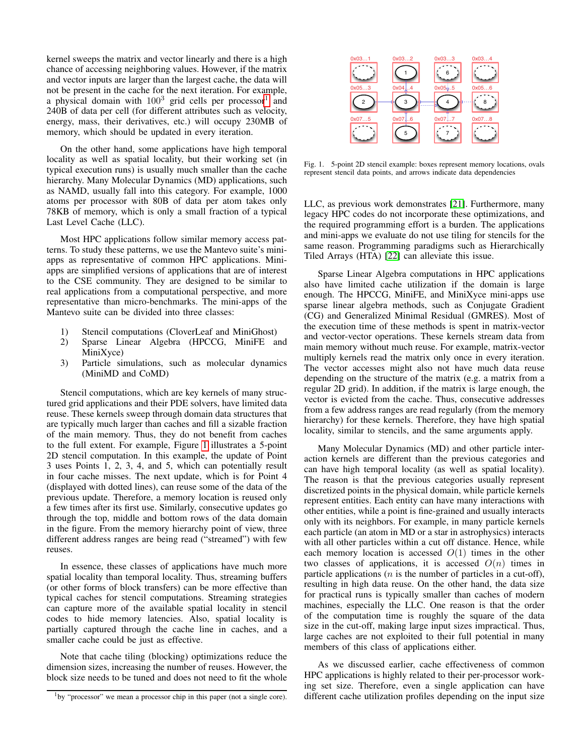kernel sweeps the matrix and vector linearly and there is a high chance of accessing neighboring values. However, if the matrix and vector inputs are larger than the largest cache, the data will not be present in the cache for the next iteration. For example, a physical domain with $100^3$ grid cells per processor[1] and 240B of data per cell (for different attributes such as velocity, energy, mass, their derivatives, etc.) will occupy 230MB of memory, which should be updated in every iteration.

On the other hand, some applications have high temporal locality as well as spatial locality, but their working set (in typical execution runs) is usually much smaller than the cache hierarchy. Many Molecular Dynamics (MD) applications, such as NAMD, usually fall into this category. For example, 1000 atoms per processor with 80B of data per atom takes only 78KB of memory, which is only a small fraction of a typical Last Level Cache (LLC).

Most HPC applications follow similar memory access patterns. To study these patterns, we use the Mantevo suite's mini-apps as representative of common HPC applications. Mini-apps are simplified versions of applications that are of interest to the CSE community. They are designed to be similar to real applications from a computational perspective, and more representative than micro-benchmarks. The mini-apps of the Mantevo suite can be divided into three classes:

1) Stencil computations (CloverLeaf and MiniGhost)
2) Sparse Linear Algebra (HPCCG, MiniFE and MiniXyce)
3) Particle simulations, such as molecular dynamics (MiniMD and CoMD)

Stencil computations, which are key kernels of many structured grid applications and their PDE solvers, have limited data reuse. These kernels sweep through domain data structures that are typically much larger than caches and fill a sizable fraction of the main memory. Thus, they do not benefit from caches to the full extent. For example, Figure 1 illustrates a 5-point 2D stencil computation. In this example, the update of Point 3 uses Points 1, 2, 3, 4, and 5, which can potentially result in four cache misses. The next update, which is for Point 4 (displayed with dotted lines), can reuse some of the data of the previous update. Therefore, a memory location is reused only a few times after its first use. Similarly, consecutive updates go through the top, middle and bottom rows of the data domain in the figure. From the memory hierarchy point of view, three different address ranges are being read ("streamed") with few reuses.

In essence, these classes of applications have much more spatial locality than temporal locality. Thus, streaming buffers (or other forms of block transfers) can be more effective than typical caches for stencil computations. Streaming strategies can capture more of the available spatial locality in stencil codes to hide memory latencies. Also, spatial locality is partially captured through the cache line in caches, and a smaller cache could be just as effective.

Note that cache tiling (blocking) optimizations reduce the dimension sizes, increasing the number of reuses. However, the block size needs to be tuned and does not need to fit the whole LLC, as previous work demonstrates [21]. Furthermore, many legacy HPC codes do not incorporate these optimizations, and the required programming effort is a burden. The applications and mini-apps we evaluate do not use tiling for stencils for the same reason. Programming paradigms such as Hierarchically Tiled Arrays (HTA) [22] can alleviate this issue.

0x03...1 0x03...2 0x03...3 0x03...4
0x05...3 0x04...4 0x05...5 0x05...6
0x07...5 0x07...6 0x07...7 0x07...8
1 2 3 4 5 6 7 8

Fig. 1. 5-point 2D stencil example: boxes represent memory locations, ovals represent stencil data points, and arrows indicate data dependencies

Sparse Linear Algebra computations in HPC applications also have limited cache utilization if the domain is large enough. The HPCCG, MiniFE, and MiniXyce mini-apps use sparse linear algebra methods, such as Conjugate Gradient (CG) and Generalized Minimal Residual (GMRES). Most of the execution time of these methods is spent in matrix-vector and vector-vector operations. These kernels stream data from main memory without much reuse. For example, matrix-vector multiply kernels read the matrix only once in every iteration. The vector accesses might also not have much data reuse depending on the structure of the matrix (e.g. a matrix from a regular 2D grid). In addition, if the matrix is large enough, the vector is evicted from the cache. Thus, consecutive addresses from a few address ranges are read regularly (from the memory hierarchy) for these kernels. Therefore, they have high spatial locality, similar to stencils, and the same arguments apply.

Many Molecular Dynamics (MD) and other particle interaction kernels are different than the previous categories and can have high temporal locality (as well as spatial locality). The reason is that the previous categories usually represent discretized points in the physical domain, while particle kernels represent entities. Each entity can have many interactions with other entities, while a point is fine-grained and usually interacts only with its neighbors. For example, in many particle kernels each particle (an atom in MD or a star in astrophysics) interacts with all other particles within a cut off distance. Hence, while each memory location is accessed $O(1)$ times in the other two classes of applications, it is accessed $O(n)$ times in particle applications ($n$ is the number of particles in a cut-off), resulting in high data reuse. On the other hand, the data size for practical runs is typically smaller than caches of modern machines, especially the LLC. One reason is that the order of the computation time is roughly the square of the data size in the cut-off, making large input sizes impractical. Thus, large caches are not exploited to their full potential in many members of this class of applications either.

As we discussed earlier, cache effectiveness of common HPC applications is highly related to their per-processor working set size. Therefore, even a single application can have different cache utilization profiles depending on the input size

[1] by "processor" we mean a processor chip in this paper (not a single core).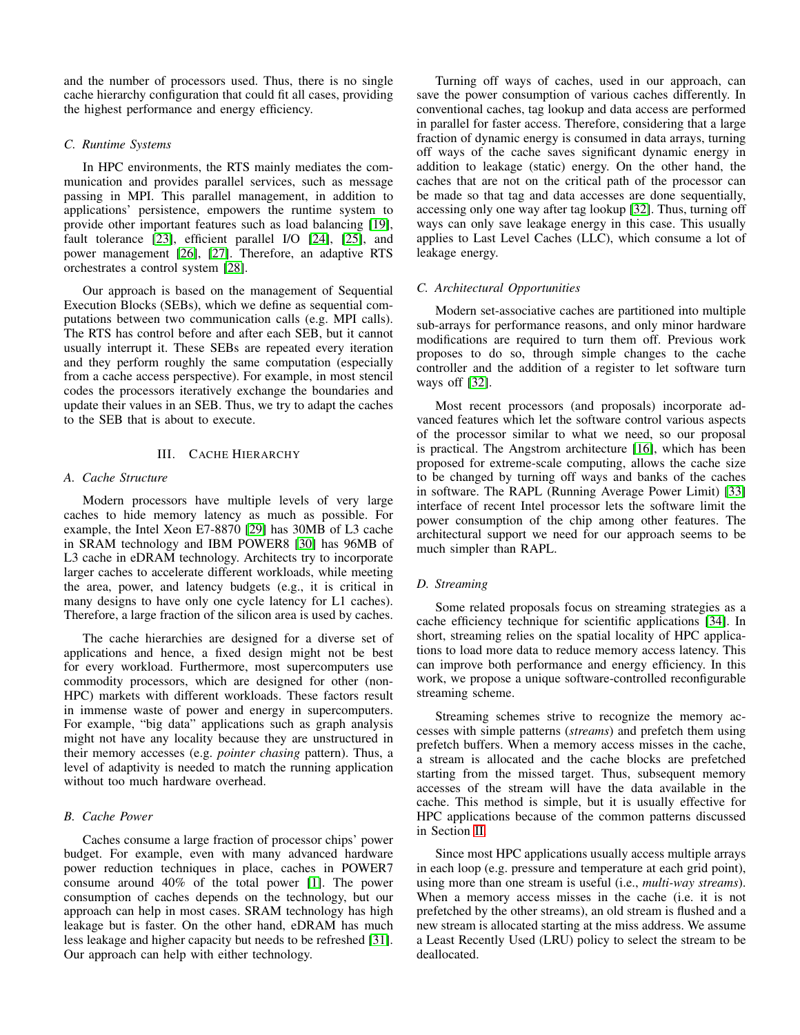and the number of processors used. Thus, there is no single cache hierarchy configuration that could fit all cases, providing the highest performance and energy efficiency.

### C. Runtime Systems

In HPC environments, the RTS mainly mediates the communication and provides parallel services, such as message passing in MPI. This parallel management, in addition to applications' persistence, empowers the runtime system to provide other important features such as load balancing [19], fault tolerance [23], efficient parallel I/O [24], [25], and power management [26], [27]. Therefore, an adaptive RTS orchestrates a control system [28].

Our approach is based on the management of Sequential Execution Blocks (SEBs), which we define as sequential computations between two communication calls (e.g. MPI calls). The RTS has control before and after each SEB, but it cannot usually interrupt it. These SEBs are repeated every iteration and they perform roughly the same computation (especially from a cache access perspective). For example, in most stencil codes the processors iteratively exchange the boundaries and update their values in an SEB. Thus, we try to adapt the caches to the SEB that is about to execute.

## III. Cache Hierarchy

### A. Cache Structure

Modern processors have multiple levels of very large caches to hide memory latency as much as possible. For example, the Intel Xeon E7-8870 [29] has 30MB of L3 cache in SRAM technology and IBM POWER8 [30] has 96MB of L3 cache in eDRAM technology. Architects try to incorporate larger caches to accelerate different workloads, while meeting the area, power, and latency budgets (e.g., it is critical in many designs to have only one cycle latency for L1 caches). Therefore, a large fraction of the silicon area is used by caches.

The cache hierarchies are designed for a diverse set of applications and hence, a fixed design might not be best for every workload. Furthermore, most supercomputers use commodity processors, which are designed for other (non-HPC) markets with different workloads. These factors result in immense waste of power and energy in supercomputers. For example, "big data" applications such as graph analysis might not have any locality because they are unstructured in their memory accesses (e.g. *pointer chasing* pattern). Thus, a level of adaptivity is needed to match the running application without too much hardware overhead.

### B. Cache Power

Caches consume a large fraction of processor chips' power budget. For example, even with many advanced hardware power reduction techniques in place, caches in POWER7 consume around 40% of the total power [1]. The power consumption of caches depends on the technology, but our approach can help in most cases. SRAM technology has high leakage but is faster. On the other hand, eDRAM has much less leakage and higher capacity but needs to be refreshed [31]. Our approach can help with either technology.

Turning off ways of caches, used in our approach, can save the power consumption of various caches differently. In conventional caches, tag lookup and data access are performed in parallel for faster access. Therefore, considering that a large fraction of dynamic energy is consumed in data arrays, turning off ways of the cache saves significant dynamic energy in addition to leakage (static) energy. On the other hand, the caches that are not on the critical path of the processor can be made so that tag and data accesses are done sequentially, accessing only one way after tag lookup [32]. Thus, turning off ways can only save leakage energy in this case. This usually applies to Last Level Caches (LLC), which consume a lot of leakage energy.

### C. Architectural Opportunities

Modern set-associative caches are partitioned into multiple sub-arrays for performance reasons, and only minor hardware modifications are required to turn them off. Previous work proposes to do so, through simple changes to the cache controller and the addition of a register to let software turn ways off [32].

Most recent processors (and proposals) incorporate advanced features which let the software control various aspects of the processor similar to what we need, so our proposal is practical. The Angstrom architecture [16], which has been proposed for extreme-scale computing, allows the cache size to be changed by turning off ways and banks of the caches in software. The RAPL (Running Average Power Limit) [33] interface of recent Intel processor lets the software limit the power consumption of the chip among other features. The architectural support we need for our approach seems to be much simpler than RAPL.

### D. Streaming

Some related proposals focus on streaming strategies as a cache efficiency technique for scientific applications [34]. In short, streaming relies on the spatial locality of HPC applications to load more data to reduce memory access latency. This can improve both performance and energy efficiency. In this work, we propose a unique software-controlled reconfigurable streaming scheme.

Streaming schemes strive to recognize the memory accesses with simple patterns (*streams*) and prefetch them using prefetch buffers. When a memory access misses in the cache, a stream is allocated and the cache blocks are prefetched starting from the missed target. Thus, subsequent memory accesses of the stream will have the data available in the cache. This method is simple, but it is usually effective for HPC applications because of the common patterns discussed in Section II.

Since most HPC applications usually access multiple arrays in each loop (e.g. pressure and temperature at each grid point), using more than one stream is useful (i.e., *multi-way streams*). When a memory access misses in the cache (i.e. it is not prefetched by the other streams), an old stream is flushed and a new stream is allocated starting at the miss address. We assume a Least Recently Used (LRU) policy to select the stream to be deallocated.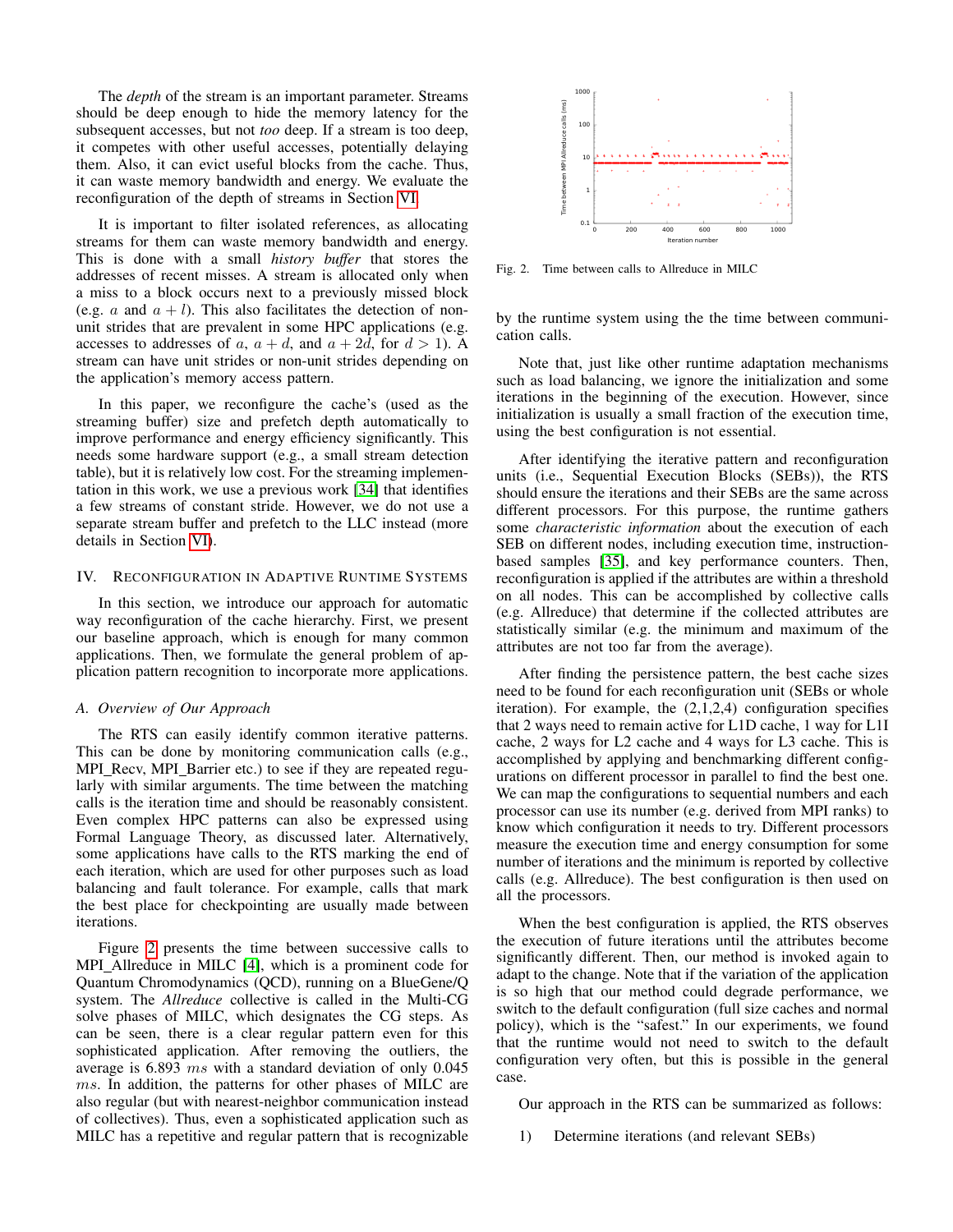The *depth* of the stream is an important parameter. Streams should be deep enough to hide the memory latency for the subsequent accesses, but not *too* deep. If a stream is too deep, it competes with other useful accesses, potentially delaying them. Also, it can evict useful blocks from the cache. Thus, it can waste memory bandwidth and energy. We evaluate the reconfiguration of the depth of streams in Section VI.

It is important to filter isolated references, as allocating streams for them can waste memory bandwidth and energy. This is done with a small *history buffer* that stores the addresses of recent misses. A stream is allocated only when a miss to a block occurs next to a previously missed block (e.g. $a$ and $a+l$). This also facilitates the detection of non-unit strides that are prevalent in some HPC applications (e.g. accesses to addresses of $a$, $a+d$, and $a+2d$, for $d>1$). A stream can have unit strides or non-unit strides depending on the application's memory access pattern.

In this paper, we reconfigure the cache's (used as the streaming buffer) size and prefetch depth automatically to improve performance and energy efficiency significantly. This needs some hardware support (e.g., a small stream detection table), but it is relatively low cost. For the streaming implementation in this work, we use a previous work [34] that identifies a few streams of constant stride. However, we do not use a separate stream buffer and prefetch to the LLC instead (more details in Section VI).

## IV. Reconfiguration in Adaptive Runtime Systems

In this section, we introduce our approach for automatic way reconfiguration of the cache hierarchy. First, we present our baseline approach, which is enough for many common applications. Then, we formulate the general problem of application pattern recognition to incorporate more applications.

### A. Overview of Our Approach

The RTS can easily identify common iterative patterns. This can be done by monitoring communication calls (e.g., MPI_Recv, MPI_Barrier etc.) to see if they are repeated regularly with similar arguments. The time between the matching calls is the iteration time and should be reasonably consistent. Even complex HPC patterns can also be expressed using Formal Language Theory, as discussed later. Alternatively, some applications have calls to the RTS marking the end of each iteration, which are used for other purposes such as load balancing and fault tolerance. For example, calls that mark the best place for checkpointing are usually made between iterations.

Figure 2 presents the time between successive calls to MPI_Allreduce in MILC [4], which is a prominent code for Quantum Chromodynamics (QCD), running on a BlueGene/Q system. The *Allreduce* collective is called in the Multi-CG solve phases of MILC, which designates the CG steps. As can be seen, there is a clear regular pattern even for this sophisticated application. After removing the outliers, the average is 6.893 $ms$ with a standard deviation of only 0.045 $ms$. In addition, the patterns for other phases of MILC are also regular (but with nearest-neighbor communication instead of collectives). Thus, even a sophisticated application such as MILC has a repetitive and regular pattern that is recognizable by the runtime system using the the time between communication calls.

Time between MPI Allreduce calls (ms)
1000
100
10
1
0.1
0
200
400
600
800
1000
Iteration number

Fig. 2. Time between calls to Allreduce in MILC

Note that, just like other runtime adaptation mechanisms such as load balancing, we ignore the initialization and some iterations in the beginning of the execution. However, since initialization is usually a small fraction of the execution time, using the best configuration is not essential.

After identifying the iterative pattern and reconfiguration units (i.e., Sequential Execution Blocks (SEBs)), the RTS should ensure the iterations and their SEBs are the same across different processors. For this purpose, the runtime gathers some *characteristic information* about the execution of each SEB on different nodes, including execution time, instruction-based samples [35], and key performance counters. Then, reconfiguration is applied if the attributes are within a threshold on all nodes. This can be accomplished by collective calls (e.g. Allreduce) that determine if the collected attributes are statistically similar (e.g. the minimum and maximum of the attributes are not too far from the average).

After finding the persistence pattern, the best cache sizes need to be found for each reconfiguration unit (SEBs or whole iteration). For example, the (2,1,2,4) configuration specifies that 2 ways need to remain active for L1D cache, 1 way for L1I cache, 2 ways for L2 cache and 4 ways for L3 cache. This is accomplished by applying and benchmarking different configurations on different processor in parallel to find the best one. We can map the configurations to sequential numbers and each processor can use its number (e.g. derived from MPI ranks) to know which configuration it needs to try. Different processors measure the execution time and energy consumption for some number of iterations and the minimum is reported by collective calls (e.g. Allreduce). The best configuration is then used on all the processors.

When the best configuration is applied, the RTS observes the execution of future iterations until the attributes become significantly different. Then, our method is invoked again to adapt to the change. Note that if the variation of the application is so high that our method could degrade performance, we switch to the default configuration (full size caches and normal policy), which is the "safest." In our experiments, we found that the runtime would not need to switch to the default configuration very often, but this is possible in the general case.

Our approach in the RTS can be summarized as follows:

1) Determine iterations (and relevant SEBs)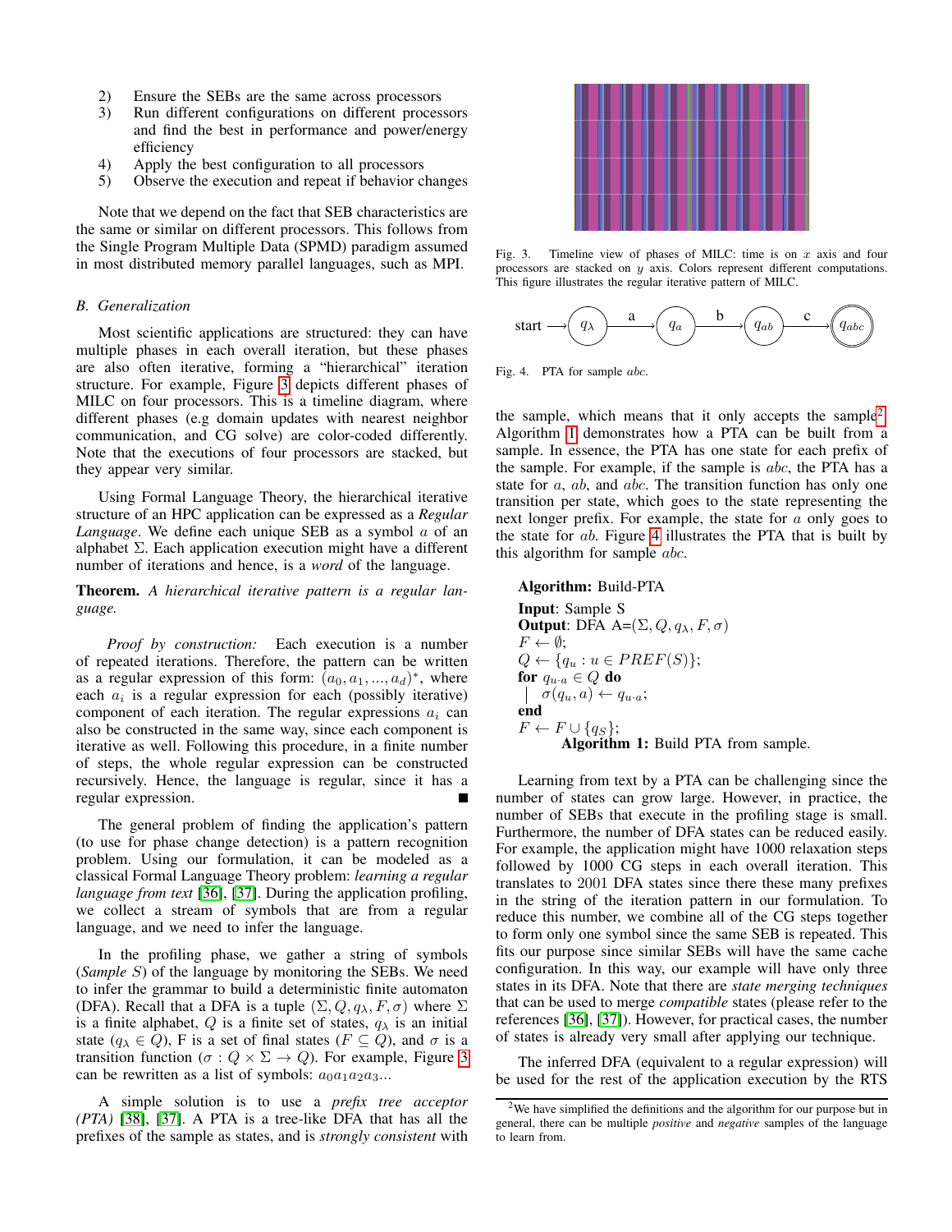2) Ensure the SEBs are the same across processors
3) Run different configurations on different processors and find the best in performance and power/energy efficiency
4) Apply the best configuration to all processors
5) Observe the execution and repeat if behavior changes

Note that we depend on the fact that SEB characteristics are the same or similar on different processors. This follows from the Single Program Multiple Data (SPMD) paradigm assumed in most distributed memory parallel languages, such as MPI.

### B. Generalization

Most scientific applications are structured: they can have multiple phases in each overall iteration, but these phases are also often iterative, forming a "hierarchical" iteration structure. For example, Figure 3 depicts different phases of MILC on four processors. This is a timeline diagram, where different phases (e.g domain updates with nearest neighbor communication, and CG solve) are color-coded differently. Note that the executions of four processors are stacked, but they appear very similar.

Using Formal Language Theory, the hierarchical iterative structure of an HPC application can be expressed as a *Regular Language*. We define each unique SEB as a symbol $a$ of an alphabet $\Sigma$. Each application execution might have a different number of iterations and hence, is a *word* of the language.

**Theorem.** *A hierarchical iterative pattern is a regular language.*

*Proof by construction:* Each execution is a number of repeated iterations. Therefore, the pattern can be written as a regular expression of this form: $(a_0, a_1, ..., a_d)^*$, where each $a_i$ is a regular expression for each (possibly iterative) component of each iteration. The regular expressions $a_i$ can also be constructed in the same way, since each component is iterative as well. Following this procedure, in a finite number of steps, the whole regular expression can be constructed recursively. Hence, the language is regular, since it has a regular expression. ∎

The general problem of finding the application's pattern (to use for phase change detection) is a pattern recognition problem. Using our formulation, it can be modeled as a classical Formal Language Theory problem: *learning a regular language from text* [36], [37]. During the application profiling, we collect a stream of symbols that are from a regular language, and we need to infer the language.

In the profiling phase, we gather a string of symbols (*Sample S*) of the language by monitoring the SEBs. We need to infer the grammar to build a deterministic finite automaton (DFA). Recall that a DFA is a tuple $(\Sigma, Q, q_\lambda, F, \sigma)$ where $\Sigma$ is a finite alphabet, $Q$ is a finite set of states, $q_\lambda$ is an initial state ($q_\lambda \in Q$), F is a set of final states ($F \subseteq Q$), and $\sigma$ is a transition function ($\sigma : Q \times \Sigma \rightarrow Q$). For example, Figure 3 can be rewritten as a list of symbols: $a_0a_1a_2a_3...$

A simple solution is to use a *prefix tree acceptor (PTA)* [38], [37]. A PTA is a tree-like DFA that has all the prefixes of the sample as states, and is *strongly consistent* with the sample, which means that it only accepts the sample[2]. Algorithm 1 demonstrates how a PTA can be built from a sample. In essence, the PTA has one state for each prefix of the sample. For example, if the sample is $abc$, the PTA has a state for $a$, $ab$, and $abc$. The transition function has only one transition per state, which goes to the state representing the next longer prefix. For example, the state for $a$ only goes to the state for $ab$. Figure 4 illustrates the PTA that is built by this algorithm for sample $abc$.

Fig. 3. Timeline view of phases of MILC: time is on $x$ axis and four processors are stacked on $y$ axis. Colors represent different computations. This figure illustrates the regular iterative pattern of MILC.

start $\rightarrow q_\lambda \xrightarrow{a} q_a \xrightarrow{b} q_{ab} \xrightarrow{c} q_{abc}$

Fig. 4. PTA for sample $abc$.

**Algorithm:** Build-PTA
**Input**: Sample S
**Output**: DFA A=$(\Sigma, Q, q_\lambda, F, \sigma)$
$F \leftarrow \emptyset$;
$Q \leftarrow \{q_u : u \in PREF(S)\}$;
**for** $q_{u \cdot a} \in Q$ **do**
  $\sigma(q_u, a) \leftarrow q_{u \cdot a}$;
**end**
$F \leftarrow F \cup \{q_S\}$;

**Algorithm 1:** Build PTA from sample.

Learning from text by a PTA can be challenging since the number of states can grow large. However, in practice, the number of SEBs that execute in the profiling stage is small. Furthermore, the number of DFA states can be reduced easily. For example, the application might have 1000 relaxation steps followed by 1000 CG steps in each overall iteration. This translates to 2001 DFA states since there these many prefixes in the string of the iteration pattern in our formulation. To reduce this number, we combine all of the CG steps together to form only one symbol since the same SEB is repeated. This fits our purpose since similar SEBs will have the same cache configuration. In this way, our example will have only three states in its DFA. Note that there are *state merging techniques* that can be used to merge *compatible* states (please refer to the references [36], [37]). However, for practical cases, the number of states is already very small after applying our technique.

The inferred DFA (equivalent to a regular expression) will be used for the rest of the application execution by the RTS

[2] We have simplified the definitions and the algorithm for our purpose but in general, there can be multiple *positive* and *negative* samples of the language to learn from.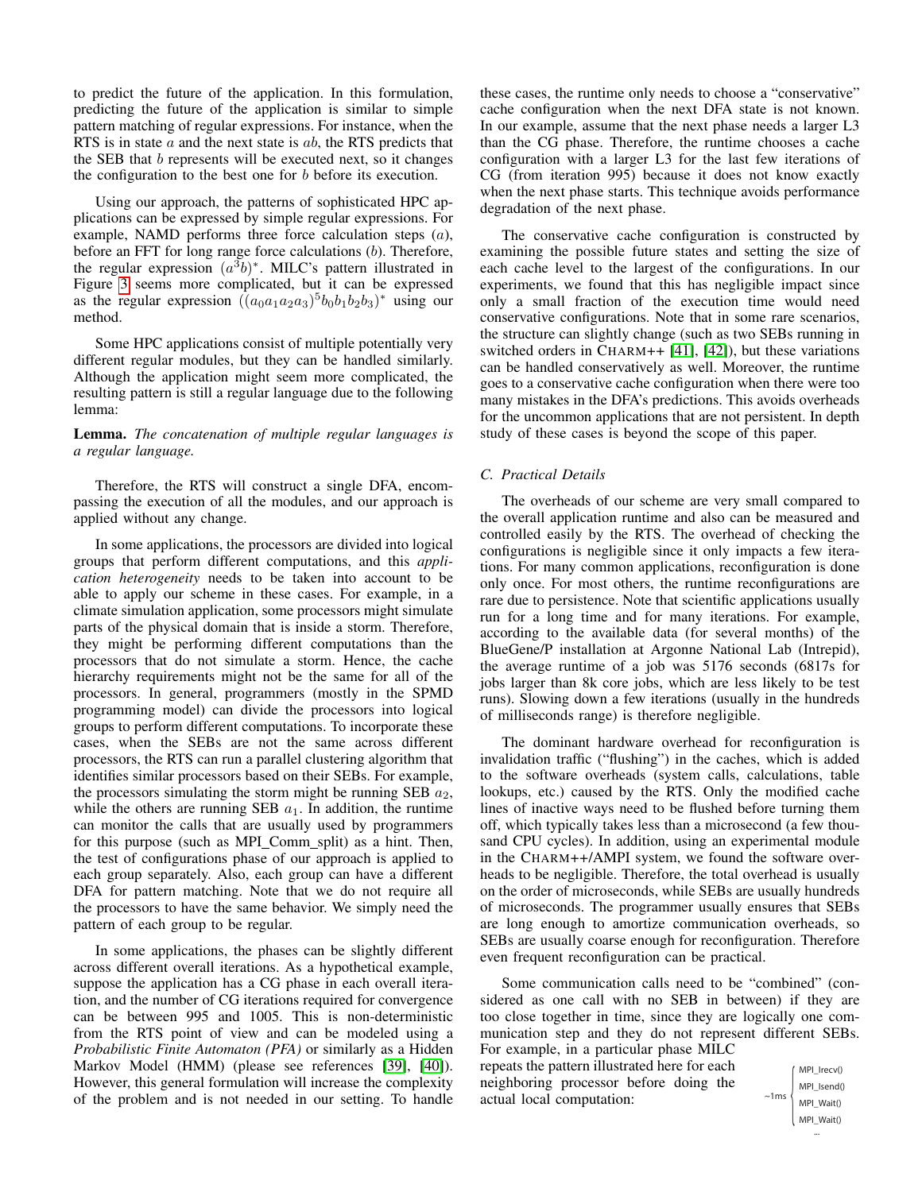to predict the future of the application. In this formulation, predicting the future of the application is similar to simple pattern matching of regular expressions. For instance, when the RTS is in state $a$ and the next state is $ab$, the RTS predicts that the SEB that $b$ represents will be executed next, so it changes the configuration to the best one for $b$ before its execution.

Using our approach, the patterns of sophisticated HPC applications can be expressed by simple regular expressions. For example, NAMD performs three force calculation steps ($a$), before an FFT for long range force calculations ($b$). Therefore, the regular expression $(a^3b)^*$. MILC's pattern illustrated in Figure 3 seems more complicated, but it can be expressed as the regular expression $((a_0a_1a_2a_3)^5b_0b_1b_2b_3)^*$ using our method.

Some HPC applications consist of multiple potentially very different regular modules, but they can be handled similarly. Although the application might seem more complicated, the resulting pattern is still a regular language due to the following lemma:

**Lemma.** *The concatenation of multiple regular languages is a regular language.*

Therefore, the RTS will construct a single DFA, encompassing the execution of all the modules, and our approach is applied without any change.

In some applications, the processors are divided into logical groups that perform different computations, and this *application heterogeneity* needs to be taken into account to be able to apply our scheme in these cases. For example, in a climate simulation application, some processors might simulate parts of the physical domain that is inside a storm. Therefore, they might be performing different computations than the processors that do not simulate a storm. Hence, the cache hierarchy requirements might not be the same for all of the processors. In general, programmers (mostly in the SPMD programming model) can divide the processors into logical groups to perform different computations. To incorporate these cases, when the SEBs are not the same across different processors, the RTS can run a parallel clustering algorithm that identifies similar processors based on their SEBs. For example, the processors simulating the storm might be running SEB $a_2$, while the others are running SEB $a_1$. In addition, the runtime can monitor the calls that are usually used by programmers for this purpose (such as MPI_Comm_split) as a hint. Then, the test of configurations phase of our approach is applied to each group separately. Also, each group can have a different DFA for pattern matching. Note that we do not require all the processors to have the same behavior. We simply need the pattern of each group to be regular.

In some applications, the phases can be slightly different across different overall iterations. As a hypothetical example, suppose the application has a CG phase in each overall iteration, and the number of CG iterations required for convergence can be between 995 and 1005. This is non-deterministic from the RTS point of view and can be modeled using a *Probabilistic Finite Automaton (PFA)* or similarly as a Hidden Markov Model (HMM) (please see references [39], [40]). However, this general formulation will increase the complexity of the problem and is not needed in our setting. To handle these cases, the runtime only needs to choose a "conservative" cache configuration when the next DFA state is not known. In our example, assume that the next phase needs a larger L3 than the CG phase. Therefore, the runtime chooses a cache configuration with a larger L3 for the last few iterations of CG (from iteration 995) because it does not know exactly when the next phase starts. This technique avoids performance degradation of the next phase.

The conservative cache configuration is constructed by examining the possible future states and setting the size of each cache level to the largest of the configurations. In our experiments, we found that this has negligible impact since only a small fraction of the execution time would need conservative configurations. Note that in some rare scenarios, the structure can slightly change (such as two SEBs running in switched orders in CHARM++ [41], [42]), but these variations can be handled conservatively as well. Moreover, the runtime goes to a conservative cache configuration when there were too many mistakes in the DFA's predictions. This avoids overheads for the uncommon applications that are not persistent. In depth study of these cases is beyond the scope of this paper.

### C. Practical Details

The overheads of our scheme are very small compared to the overall application runtime and also can be measured and controlled easily by the RTS. The overhead of checking the configurations is negligible since it only impacts a few iterations. For many common applications, reconfiguration is done only once. For most others, the runtime reconfigurations are rare due to persistence. Note that scientific applications usually run for a long time and for many iterations. For example, according to the available data (for several months) of the BlueGene/P installation at Argonne National Lab (Intrepid), the average runtime of a job was 5176 seconds (6817s for jobs larger than 8k core jobs, which are less likely to be test runs). Slowing down a few iterations (usually in the hundreds of milliseconds range) is therefore negligible.

The dominant hardware overhead for reconfiguration is invalidation traffic ("flushing") in the caches, which is added to the software overheads (system calls, calculations, table lookups, etc.) caused by the RTS. Only the modified cache lines of inactive ways need to be flushed before turning them off, which typically takes less than a microsecond (a few thousand CPU cycles). In addition, using an experimental module in the CHARM++/AMPI system, we found the software overheads to be negligible. Therefore, the total overhead is usually on the order of microseconds, while SEBs are usually hundreds of microseconds. The programmer usually ensures that SEBs are long enough to amortize communication overheads, so SEBs are usually coarse enough for reconfiguration. Therefore even frequent reconfiguration can be practical.

Some communication calls need to be "combined" (considered as one call with no SEB in between) if they are too close together in time, since they are logically one communication step and they do not represent different SEBs. For example, in a particular phase MILC repeats the pattern illustrated here for each neighboring processor before doing the actual local computation:

```
       ┌ MPI_Irecv()
~1ms   │ MPI_Isend()
       │ MPI_Wait()
       └ MPI_Wait()
          ...
```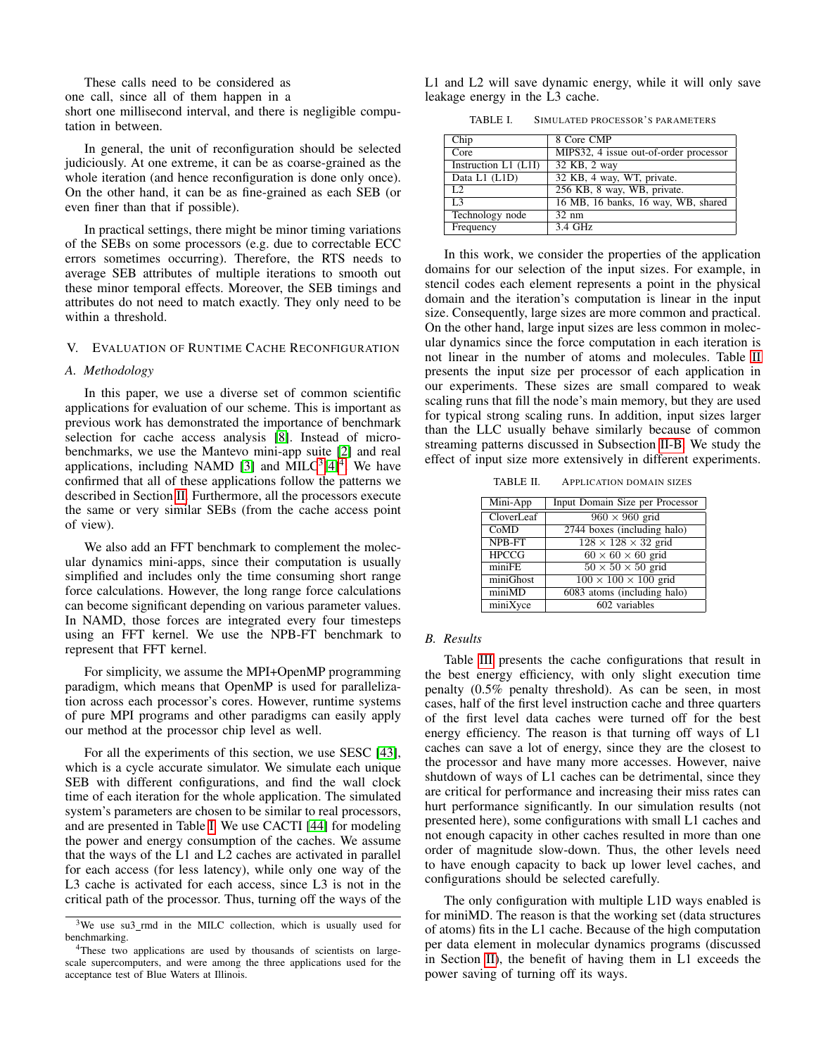These calls need to be considered as one call, since all of them happen in a short one millisecond interval, and there is negligible computation in between.

In general, the unit of reconfiguration should be selected judiciously. At one extreme, it can be as coarse-grained as the whole iteration (and hence reconfiguration is done only once). On the other hand, it can be as fine-grained as each SEB (or even finer than that if possible).

In practical settings, there might be minor timing variations of the SEBs on some processors (e.g. due to correctable ECC errors sometimes occurring). Therefore, the RTS needs to average SEB attributes of multiple iterations to smooth out these minor temporal effects. Moreover, the SEB timings and attributes do not need to match exactly. They only need to be within a threshold.

## V. Evaluation of Runtime Cache Reconfiguration

### A. Methodology

In this paper, we use a diverse set of common scientific applications for evaluation of our scheme. This is important as previous work has demonstrated the importance of benchmark selection for cache access analysis [8]. Instead of micro-benchmarks, we use the Mantevo mini-app suite [2] and real applications, including NAMD [3] and MILC[3] [4][4]. We have confirmed that all of these applications follow the patterns we described in Section II. Furthermore, all the processors execute the same or very similar SEBs (from the cache access point of view).

We also add an FFT benchmark to complement the molecular dynamics mini-apps, since their computation is usually simplified and includes only the time consuming short range force calculations. However, the long range force calculations can become significant depending on various parameter values. In NAMD, those forces are integrated every four timesteps using an FFT kernel. We use the NPB-FT benchmark to represent that FFT kernel.

For simplicity, we assume the MPI+OpenMP programming paradigm, which means that OpenMP is used for parallelization across each processor's cores. However, runtime systems of pure MPI programs and other paradigms can easily apply our method at the processor chip level as well.

For all the experiments of this section, we use SESC [43], which is a cycle accurate simulator. We simulate each unique SEB with different configurations, and find the wall clock time of each iteration for the whole application. The simulated system's parameters are chosen to be similar to real processors, and are presented in Table I. We use CACTI [44] for modeling the power and energy consumption of the caches. We assume that the ways of the L1 and L2 caches are activated in parallel for each access (for less latency), while only one way of the L3 cache is activated for each access, since L3 is not in the critical path of the processor. Thus, turning off the ways of the L1 and L2 will save dynamic energy, while it will only save leakage energy in the L3 cache.

[3]We use su3_rmd in the MILC collection, which is usually used for benchmarking.

[4]These two applications are used by thousands of scientists on large-scale supercomputers, and were among the three applications used for the acceptance test of Blue Waters at Illinois.

TABLE I. Simulated processor's parameters

| | |
|---|---|
| Chip | 8 Core CMP |
| Core | MIPS32, 4 issue out-of-order processor |
| Instruction L1 (L1I) | 32 KB, 2 way |
| Data L1 (L1D) | 32 KB, 4 way, WT, private. |
| L2 | 256 KB, 8 way, WB, private. |
| L3 | 16 MB, 16 banks, 16 way, WB, shared |
| Technology node | 32 nm |
| Frequency | 3.4 GHz |

In this work, we consider the properties of the application domains for our selection of the input sizes. For example, in stencil codes each element represents a point in the physical domain and the iteration's computation is linear in the input size. Consequently, large sizes are more common and practical. On the other hand, large input sizes are less common in molecular dynamics since the force computation in each iteration is not linear in the number of atoms and molecules. Table II presents the input size per processor of each application in our experiments. These sizes are small compared to weak scaling runs that fill the node's main memory, but they are used for typical strong scaling runs. In addition, input sizes larger than the LLC usually behave similarly because of common streaming patterns discussed in Subsection II-B. We study the effect of input size more extensively in different experiments.

TABLE II. Application domain sizes

| Mini-App | Input Domain Size per Processor |
|---|---|
| CloverLeaf | $960 \times 960$ grid |
| CoMD | 2744 boxes (including halo) |
| NPB-FT | $128 \times 128 \times 32$ grid |
| HPCCG | $60 \times 60 \times 60$ grid |
| miniFE | $50 \times 50 \times 50$ grid |
| miniGhost | $100 \times 100 \times 100$ grid |
| miniMD | 6083 atoms (including halo) |
| miniXyce | 602 variables |

### B. Results

Table III presents the cache configurations that result in the best energy efficiency, with only slight execution time penalty (0.5% penalty threshold). As can be seen, in most cases, half of the first level instruction cache and three quarters of the first level data caches were turned off for the best energy efficiency. The reason is that turning off ways of L1 caches can save a lot of energy, since they are the closest to the processor and have many more accesses. However, naive shutdown of ways of L1 caches can be detrimental, since they are critical for performance and increasing their miss rates can hurt performance significantly. In our simulation results (not presented here), some configurations with small L1 caches and not enough capacity in other caches resulted in more than one order of magnitude slow-down. Thus, the other levels need to have enough capacity to back up lower level caches, and configurations should be selected carefully.

The only configuration with multiple L1D ways enabled is for miniMD. The reason is that the working set (data structures of atoms) fits in the L1 cache. Because of the high computation per data element in molecular dynamics programs (discussed in Section II), the benefit of having them in L1 exceeds the power saving of turning off its ways.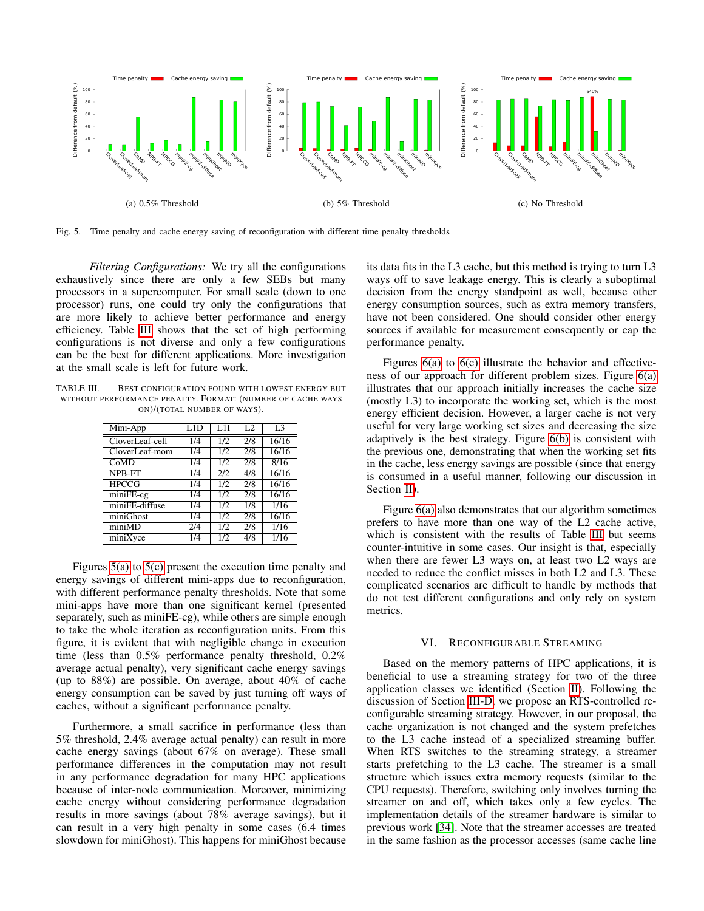Time penalty Cache energy saving

Difference from default (%)

100
80
60
40
20
0

CloverLeaf-cell CloverLeaf-mom CoMD NPB-FT HPCCG miniFE-cg miniFE-diffuse miniGhost miniMD miniXyce

(a) 0.5% Threshold

Time penalty Cache energy saving

Difference from default (%)

100
80
60
40
20
0

CloverLeaf-cell CloverLeaf-mom CoMD NPB-FT HPCCG miniFE-cg miniFE-diffuse miniGhost miniMD miniXyce

(b) 5% Threshold

Time penalty Cache energy saving

Difference from default (%)

100
80
60
40
20
0

640%

CloverLeaf-cell CloverLeaf-mom CoMD NPB-FT HPCCG miniFE-cg miniFE-diffuse miniGhost miniMD miniXyce

(c) No Threshold

Fig. 5. Time penalty and cache energy saving of reconfiguration with different time penalty thresholds

*Filtering Configurations:* We try all the configurations exhaustively since there are only a few SEBs but many processors in a supercomputer. For small scale (down to one processor) runs, one could try only the configurations that are more likely to achieve better performance and energy efficiency. Table III shows that the set of high performing configurations is not diverse and only a few configurations can be the best for different applications. More investigation at the small scale is left for future work.

TABLE III. BEST CONFIGURATION FOUND WITH LOWEST ENERGY BUT WITHOUT PERFORMANCE PENALTY. FORMAT: (NUMBER OF CACHE WAYS ON)/(TOTAL NUMBER OF WAYS).

| Mini-App | L1D | L1I | L2 | L3 |
|---|---|---|---|---|
| CloverLeaf-cell | 1/4 | 1/2 | 2/8 | 16/16 |
| CloverLeaf-mom | 1/4 | 1/2 | 2/8 | 16/16 |
| CoMD | 1/4 | 1/2 | 2/8 | 8/16 |
| NPB-FT | 1/4 | 2/2 | 4/8 | 16/16 |
| HPCCG | 1/4 | 1/2 | 2/8 | 16/16 |
| miniFE-cg | 1/4 | 1/2 | 2/8 | 16/16 |
| miniFE-diffuse | 1/4 | 1/2 | 1/8 | 1/16 |
| miniGhost | 1/4 | 1/2 | 2/8 | 16/16 |
| miniMD | 2/4 | 1/2 | 2/8 | 1/16 |
| miniXyce | 1/4 | 1/2 | 4/8 | 1/16 |

Figures 5(a) to 5(c) present the execution time penalty and energy savings of different mini-apps due to reconfiguration, with different performance penalty thresholds. Note that some mini-apps have more than one significant kernel (presented separately, such as miniFE-cg), while others are simple enough to take the whole iteration as reconfiguration units. From this figure, it is evident that with negligible change in execution time (less than 0.5% performance penalty threshold, 0.2% average actual penalty), very significant cache energy savings (up to 88%) are possible. On average, about 40% of cache energy consumption can be saved by just turning off ways of caches, without a significant performance penalty.

Furthermore, a small sacrifice in performance (less than 5% threshold, 2.4% average actual penalty) can result in more cache energy savings (about 67% on average). These small performance differences in the computation may not result in any performance degradation for many HPC applications because of inter-node communication. Moreover, minimizing cache energy without considering performance degradation results in more savings (about 78% average savings), but it can result in a very high penalty in some cases (6.4 times slowdown for miniGhost). This happens for miniGhost because its data fits in the L3 cache, but this method is trying to turn L3 ways off to save leakage energy. This is clearly a suboptimal decision from the energy standpoint as well, because other energy consumption sources, such as extra memory transfers, have not been considered. One should consider other energy sources if available for measurement consequently or cap the performance penalty.

Figures 6(a) to 6(c) illustrate the behavior and effectiveness of our approach for different problem sizes. Figure 6(a) illustrates that our approach initially increases the cache size (mostly L3) to incorporate the working set, which is the most energy efficient decision. However, a larger cache is not very useful for very large working set sizes and decreasing the size adaptively is the best strategy. Figure 6(b) is consistent with the previous one, demonstrating that when the working set fits in the cache, less energy savings are possible (since that energy is consumed in a useful manner, following our discussion in Section II).

Figure 6(a) also demonstrates that our algorithm sometimes prefers to have more than one way of the L2 cache active, which is consistent with the results of Table III but seems counter-intuitive in some cases. Our insight is that, especially when there are fewer L3 ways on, at least two L2 ways are needed to reduce the conflict misses in both L2 and L3. These complicated scenarios are difficult to handle by methods that do not test different configurations and only rely on system metrics.

## VI. Reconfigurable Streaming

Based on the memory patterns of HPC applications, it is beneficial to use a streaming strategy for two of the three application classes we identified (Section II). Following the discussion of Section III-D, we propose an RTS-controlled reconfigurable streaming strategy. However, in our proposal, the cache organization is not changed and the system prefetches to the L3 cache instead of a specialized streaming buffer. When RTS switches to the streaming strategy, a streamer starts prefetching to the L3 cache. The streamer is a small structure which issues extra memory requests (similar to the CPU requests). Therefore, switching only involves turning the streamer on and off, which takes only a few cycles. The implementation details of the streamer hardware is similar to previous work [34]. Note that the streamer accesses are treated in the same fashion as the processor accesses (same cache line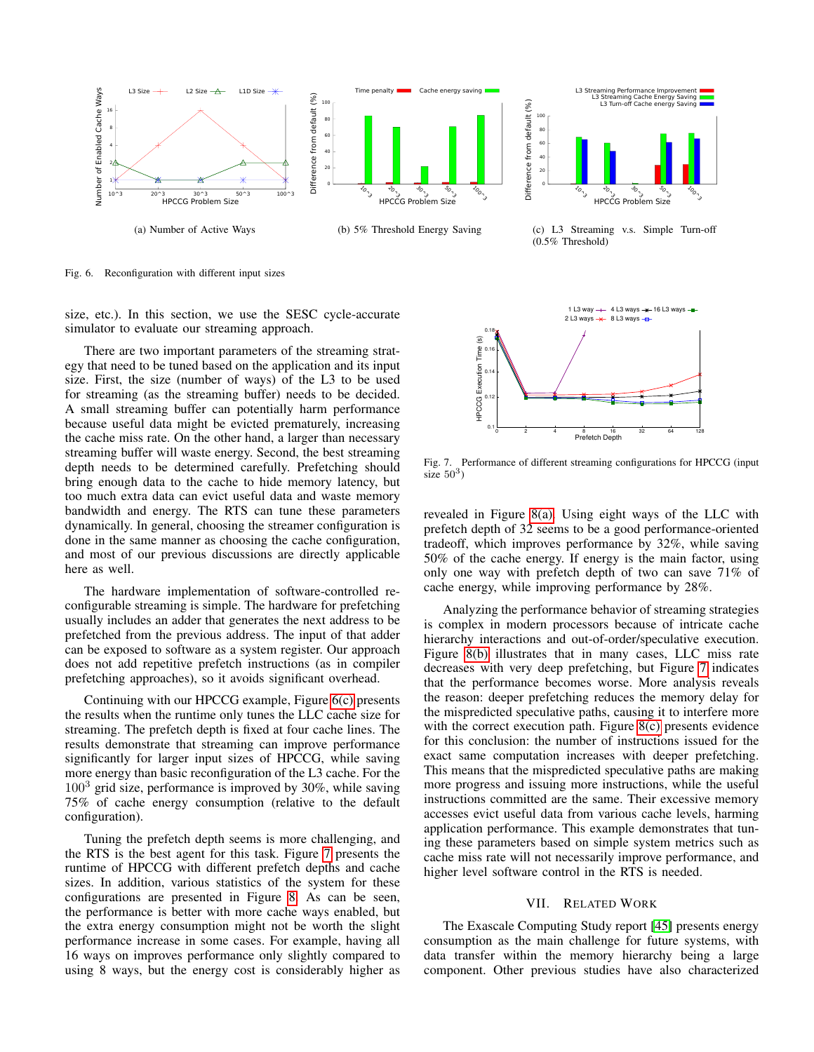L3 Size
L2 Size
L1D Size
Number of Enabled Cache Ways
16
8
4
2
1
10^3
20^3
30^3
50^3
100^3
HPCCG Problem Size

(a) Number of Active Ways

Time penalty
Cache energy saving
Difference from default (%)
100
80
60
40
20
0
10^3
20^3
30^3
50^3
100^3
HPCCG Problem Size

(b) 5% Threshold Energy Saving

L3 Streaming Performance Improvement
L3 Streaming Cache Energy Saving
L3 Turn-off Cache energy Saving
Difference from default (%)
100
80
60
40
20
0
10^3
20^3
30^3
50^3
100^3
HPCCG Problem Size

(c) L3 Streaming v.s. Simple Turn-off (0.5% Threshold)

Fig. 6. Reconfiguration with different input sizes

size, etc.). In this section, we use the SESC cycle-accurate simulator to evaluate our streaming approach.

There are two important parameters of the streaming strategy that need to be tuned based on the application and its input size. First, the size (number of ways) of the L3 to be used for streaming (as the streaming buffer) needs to be decided. A small streaming buffer can potentially harm performance because useful data might be evicted prematurely, increasing the cache miss rate. On the other hand, a larger than necessary streaming buffer will waste energy. Second, the best streaming depth needs to be determined carefully. Prefetching should bring enough data to the cache to hide memory latency, but too much extra data can evict useful data and waste memory bandwidth and energy. The RTS can tune these parameters dynamically. In general, choosing the streamer configuration is done in the same manner as choosing the cache configuration, and most of our previous discussions are directly applicable here as well.

The hardware implementation of software-controlled reconfigurable streaming is simple. The hardware for prefetching usually includes an adder that generates the next address to be prefetched from the previous address. The input of that adder can be exposed to software as a system register. Our approach does not add repetitive prefetch instructions (as in compiler prefetching approaches), so it avoids significant overhead.

Continuing with our HPCCG example, Figure 6(c) presents the results when the runtime only tunes the LLC cache size for streaming. The prefetch depth is fixed at four cache lines. The results demonstrate that streaming can improve performance significantly for larger input sizes of HPCCG, while saving more energy than basic reconfiguration of the L3 cache. For the $100^3$ grid size, performance is improved by 30%, while saving 75% of cache energy consumption (relative to the default configuration).

Tuning the prefetch depth seems is more challenging, and the RTS is the best agent for this task. Figure 7 presents the runtime of HPCCG with different prefetch depths and cache sizes. In addition, various statistics of the system for these configurations are presented in Figure 8. As can be seen, the performance is better with more cache ways enabled, but the extra energy consumption might not be worth the slight performance increase in some cases. For example, having all 16 ways on improves performance only slightly compared to using 8 ways, but the energy cost is considerably higher as

1 L3 way
4 L3 ways
16 L3 ways
2 L3 ways
8 L3 ways
HPCCG Execution Time (s)
0.18
0.16
0.14
0.12
0.1
0
2
4
8
16
32
64
128
Prefetch Depth

Fig. 7. Performance of different streaming configurations for HPCCG (input size $50^3$)

revealed in Figure 8(a). Using eight ways of the LLC with prefetch depth of 32 seems to be a good performance-oriented tradeoff, which improves performance by 32%, while saving 50% of the cache energy. If energy is the main factor, using only one way with prefetch depth of two can save 71% of cache energy, while improving performance by 28%.

Analyzing the performance behavior of streaming strategies is complex in modern processors because of intricate cache hierarchy interactions and out-of-order/speculative execution. Figure 8(b) illustrates that in many cases, LLC miss rate decreases with very deep prefetching, but Figure 7 indicates that the performance becomes worse. More analysis reveals the reason: deeper prefetching reduces the memory delay for the mispredicted speculative paths, causing it to interfere more with the correct execution path. Figure 8(c) presents evidence for this conclusion: the number of instructions issued for the exact same computation increases with deeper prefetching. This means that the mispredicted speculative paths are making more progress and issuing more instructions, while the useful instructions committed are the same. Their excessive memory accesses evict useful data from various cache levels, harming application performance. This example demonstrates that tuning these parameters based on simple system metrics such as cache miss rate will not necessarily improve performance, and higher level software control in the RTS is needed.

## VII. Related Work

The Exascale Computing Study report [45] presents energy consumption as the main challenge for future systems, with data transfer within the memory hierarchy being a large component. Other previous studies have also characterized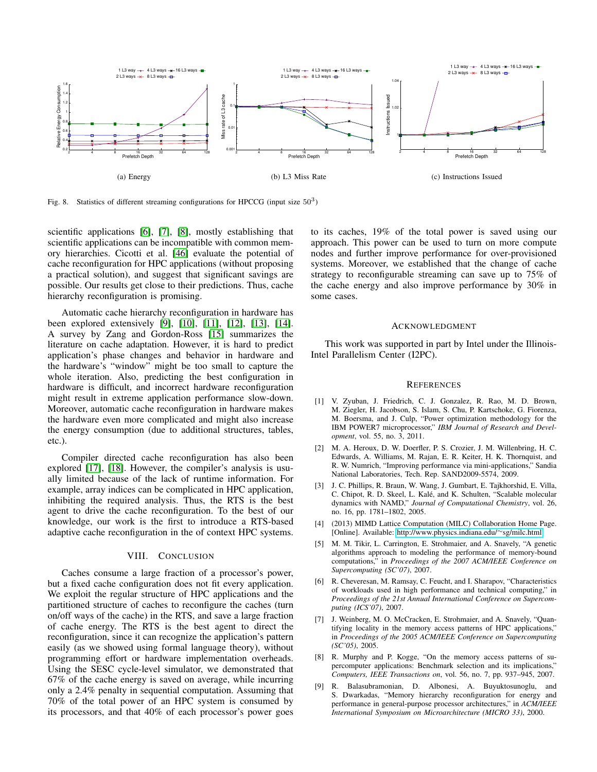1 L3 way 4 L3 ways 16 L3 ways
2 L3 ways 8 L3 ways

Relative Energy Consumption

1.6
1.4
1.2
1
0.8
0.6
0.4
0.2

2 4 8 16 32 64 128

Prefetch Depth

(a) Energy

1 L3 way 4 L3 ways 16 L3 ways
2 L3 ways 8 L3 ways

Miss rate of L3 cache

1
0.1
0.01
0.001

2 4 8 16 32 64 128

Prefetch Depth

(b) L3 Miss Rate

1 L3 way 4 L3 ways 16 L3 ways
2 L3 ways 8 L3 ways

Instructions Issued

1.04
1.02
1

2 4 8 16 32 64 128

Prefetch Depth

(c) Instructions Issued

Fig. 8. Statistics of different streaming configurations for HPCCG (input size $50^3$)

scientific applications [6], [7], [8], mostly establishing that scientific applications can be incompatible with common memory hierarchies. Cicotti et al. [46] evaluate the potential of cache reconfiguration for HPC applications (without proposing a practical solution), and suggest that significant savings are possible. Our results get close to their predictions. Thus, cache hierarchy reconfiguration is promising.

Automatic cache hierarchy reconfiguration in hardware has been explored extensively [9], [10], [11], [12], [13], [14]. A survey by Zang and Gordon-Ross [15] summarizes the literature on cache adaptation. However, it is hard to predict application's phase changes and behavior in hardware and the hardware's "window" might be too small to capture the whole iteration. Also, predicting the best configuration in hardware is difficult, and incorrect hardware reconfiguration might result in extreme application performance slow-down. Moreover, automatic cache reconfiguration in hardware makes the hardware even more complicated and might also increase the energy consumption (due to additional structures, tables, etc.).

Compiler directed cache reconfiguration has also been explored [17], [18]. However, the compiler's analysis is usually limited because of the lack of runtime information. For example, array indices can be complicated in HPC application, inhibiting the required analysis. Thus, the RTS is the best agent to drive the cache reconfiguration. To the best of our knowledge, our work is the first to introduce a RTS-based adaptive cache reconfiguration in the of context HPC systems.

## VIII. Conclusion

Caches consume a large fraction of a processor's power, but a fixed cache configuration does not fit every application. We exploit the regular structure of HPC applications and the partitioned structure of caches to reconfigure the caches (turn on/off ways of the cache) in the RTS, and save a large fraction of cache energy. The RTS is the best agent to direct the reconfiguration, since it can recognize the application's pattern easily (as we showed using formal language theory), without programming effort or hardware implementation overheads. Using the SESC cycle-level simulator, we demonstrated that 67% of the cache energy is saved on average, while incurring only a 2.4% penalty in sequential computation. Assuming that 70% of the total power of an HPC system is consumed by its processors, and that 40% of each processor's power goes to its caches, 19% of the total power is saved using our approach. This power can be used to turn on more compute nodes and further improve performance for over-provisioned systems. Moreover, we established that the change of cache strategy to reconfigurable streaming can save up to 75% of the cache energy and also improve performance by 30% in some cases.

## Acknowledgment

This work was supported in part by Intel under the Illinois-Intel Parallelism Center (I2PC).

## References

[1] V. Zyuban, J. Friedrich, C. J. Gonzalez, R. Rao, M. D. Brown, M. Ziegler, H. Jacobson, S. Islam, S. Chu, P. Kartschoke, G. Fiorenza, M. Boersma, and J. Culp, "Power optimization methodology for the IBM POWER7 microprocessor," *IBM Journal of Research and Development*, vol. 55, no. 3, 2011.

[2] M. A. Heroux, D. W. Doerfler, P. S. Crozier, J. M. Willenbring, H. C. Edwards, A. Williams, M. Rajan, E. R. Keiter, H. K. Thornquist, and R. W. Numrich, "Improving performance via mini-applications," Sandia National Laboratories, Tech. Rep. SAND2009-5574, 2009.

[3] J. C. Phillips, R. Braun, W. Wang, J. Gumbart, E. Tajkhorshid, E. Villa, C. Chipot, R. D. Skeel, L. Kalé, and K. Schulten, "Scalable molecular dynamics with NAMD," *Journal of Computational Chemistry*, vol. 26, no. 16, pp. 1781–1802, 2005.

[4] (2013) MIMD Lattice Computation (MILC) Collaboration Home Page. [Online]. Available: http://www.physics.indiana.edu/~sg/milc.html

[5] M. M. Tikir, L. Carrington, E. Strohmaier, and A. Snavely, "A genetic algorithms approach to modeling the performance of memory-bound computations," in *Proceedings of the 2007 ACM/IEEE Conference on Supercomputing (SC'07)*, 2007.

[6] R. Cheveresan, M. Ramsay, C. Feucht, and I. Sharapov, "Characteristics of workloads used in high performance and technical computing," in *Proceedings of the 21st Annual International Conference on Supercomputing (ICS'07)*, 2007.

[7] J. Weinberg, M. O. McCracken, E. Strohmaier, and A. Snavely, "Quantifying locality in the memory access patterns of HPC applications," in *Proceedings of the 2005 ACM/IEEE Conference on Supercomputing (SC'05)*, 2005.

[8] R. Murphy and P. Kogge, "On the memory access patterns of supercomputer applications: Benchmark selection and its implications," *Computers, IEEE Transactions on*, vol. 56, no. 7, pp. 937–945, 2007.

[9] R. Balasubramonian, D. Albonesi, A. Buyuktosunoglu, and S. Dwarkadas, "Memory hierarchy reconfiguration for energy and performance in general-purpose processor architectures," in *ACM/IEEE International Symposium on Microarchitecture (MICRO 33)*, 2000.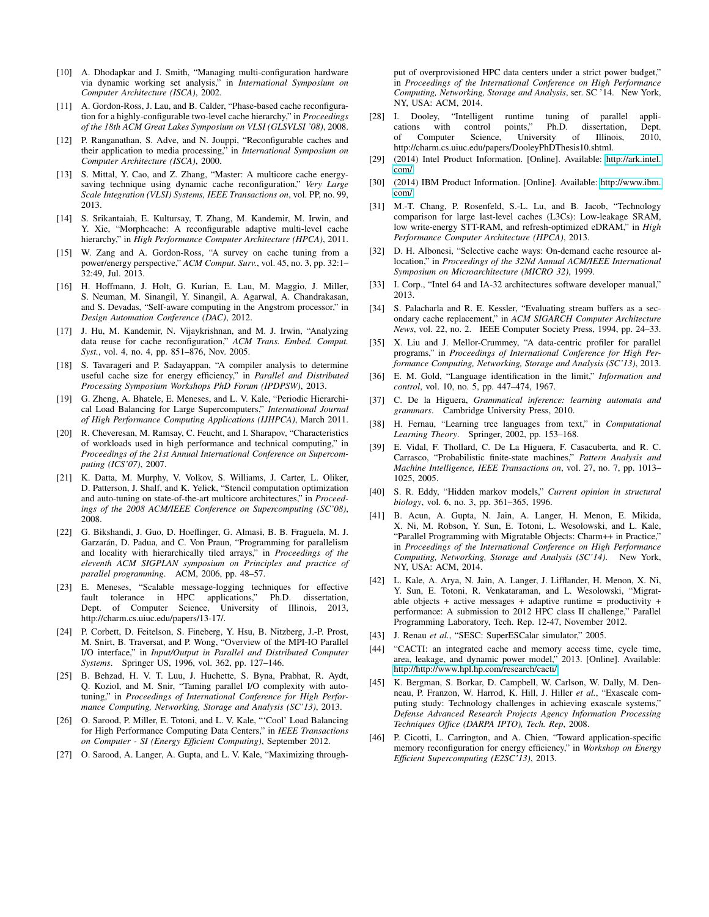[10] A. Dhodapkar and J. Smith, "Managing multi-configuration hardware via dynamic working set analysis," in *International Symposium on Computer Architecture (ISCA)*, 2002.

[11] A. Gordon-Ross, J. Lau, and B. Calder, "Phase-based cache reconfiguration for a highly-configurable two-level cache hierarchy," in *Proceedings of the 18th ACM Great Lakes Symposium on VLSI (GLSVLSI '08)*, 2008.

[12] P. Ranganathan, S. Adve, and N. Jouppi, "Reconfigurable caches and their application to media processing," in *International Symposium on Computer Architecture (ISCA)*, 2000.

[13] S. Mittal, Y. Cao, and Z. Zhang, "Master: A multicore cache energy-saving technique using dynamic cache reconfiguration," *Very Large Scale Integration (VLSI) Systems, IEEE Transactions on*, vol. PP, no. 99, 2013.

[14] S. Srikantaiah, E. Kultursay, T. Zhang, M. Kandemir, M. Irwin, and Y. Xie, "Morphcache: A reconfigurable adaptive multi-level cache hierarchy," in *High Performance Computer Architecture (HPCA)*, 2011.

[15] W. Zang and A. Gordon-Ross, "A survey on cache tuning from a power/energy perspective," *ACM Comput. Surv.*, vol. 45, no. 3, pp. 32:1–32:49, Jul. 2013.

[16] H. Hoffmann, J. Holt, G. Kurian, E. Lau, M. Maggio, J. Miller, S. Neuman, M. Sinangil, Y. Sinangil, A. Agarwal, A. Chandrakasan, and S. Devadas, "Self-aware computing in the Angstrom processor," in *Design Automation Conference (DAC)*, 2012.

[17] J. Hu, M. Kandemir, N. Vijaykrishnan, and M. J. Irwin, "Analyzing data reuse for cache reconfiguration," *ACM Trans. Embed. Comput. Syst.*, vol. 4, no. 4, pp. 851–876, Nov. 2005.

[18] S. Tavarageri and P. Sadayappan, "A compiler analysis to determine useful cache size for energy efficiency," in *Parallel and Distributed Processing Symposium Workshops PhD Forum (IPDPSW)*, 2013.

[19] G. Zheng, A. Bhatele, E. Meneses, and L. V. Kale, "Periodic Hierarchical Load Balancing for Large Supercomputers," *International Journal of High Performance Computing Applications (IJHPCA)*, March 2011.

[20] R. Cheveresan, M. Ramsay, C. Feucht, and I. Sharapov, "Characteristics of workloads used in high performance and technical computing," in *Proceedings of the 21st Annual International Conference on Supercomputing (ICS'07)*, 2007.

[21] K. Datta, M. Murphy, V. Volkov, S. Williams, J. Carter, L. Oliker, D. Patterson, J. Shalf, and K. Yelick, "Stencil computation optimization and auto-tuning on state-of-the-art multicore architectures," in *Proceedings of the 2008 ACM/IEEE Conference on Supercomputing (SC'08)*, 2008.

[22] G. Bikshandi, J. Guo, D. Hoeflinger, G. Almasi, B. B. Fraguela, M. J. Garzarán, D. Padua, and C. Von Praun, "Programming for parallelism and locality with hierarchically tiled arrays," in *Proceedings of the eleventh ACM SIGPLAN symposium on Principles and practice of parallel programming*. ACM, 2006, pp. 48–57.

[23] E. Meneses, "Scalable message-logging techniques for effective fault tolerance in HPC applications," Ph.D. dissertation, Dept. of Computer Science, University of Illinois, 2013, http://charm.cs.uiuc.edu/papers/13-17/.

[24] P. Corbett, D. Feitelson, S. Fineberg, Y. Hsu, B. Nitzberg, J.-P. Prost, M. Snirt, B. Traversat, and P. Wong, "Overview of the MPI-IO Parallel I/O interface," in *Input/Output in Parallel and Distributed Computer Systems*. Springer US, 1996, vol. 362, pp. 127–146.

[25] B. Behzad, H. V. T. Luu, J. Huchette, S. Byna, Prabhat, R. Aydt, Q. Koziol, and M. Snir, "Taming parallel I/O complexity with auto-tuning," in *Proceedings of International Conference for High Performance Computing, Networking, Storage and Analysis (SC'13)*, 2013.

[26] O. Sarood, P. Miller, E. Totoni, and L. V. Kale, "'Cool' Load Balancing for High Performance Computing Data Centers," in *IEEE Transactions on Computer - SI (Energy Efficient Computing)*, September 2012.

[27] O. Sarood, A. Langer, A. Gupta, and L. V. Kale, "Maximizing throughput of overprovisioned HPC data centers under a strict power budget," in *Proceedings of the International Conference on High Performance Computing, Networking, Storage and Analysis*, ser. SC '14. New York, NY, USA: ACM, 2014.

[28] I. Dooley, "Intelligent runtime tuning of parallel applications with control points," Ph.D. dissertation, Dept. of Computer Science, University of Illinois, 2010, http://charm.cs.uiuc.edu/papers/DooleyPhDThesis10.shtml.

[29] (2014) Intel Product Information. [Online]. Available: http://ark.intel.com/

[30] (2014) IBM Product Information. [Online]. Available: http://www.ibm.com/

[31] M.-T. Chang, P. Rosenfeld, S.-L. Lu, and B. Jacob, "Technology comparison for large last-level caches (L3Cs): Low-leakage SRAM, low write-energy STT-RAM, and refresh-optimized eDRAM," in *High Performance Computer Architecture (HPCA)*, 2013.

[32] D. H. Albonesi, "Selective cache ways: On-demand cache resource allocation," in *Proceedings of the 32Nd Annual ACM/IEEE International Symposium on Microarchitecture (MICRO 32)*, 1999.

[33] I. Corp., "Intel 64 and IA-32 architectures software developer manual," 2013.

[34] S. Palacharla and R. E. Kessler, "Evaluating stream buffers as a secondary cache replacement," in *ACM SIGARCH Computer Architecture News*, vol. 22, no. 2. IEEE Computer Society Press, 1994, pp. 24–33.

[35] X. Liu and J. Mellor-Crummey, "A data-centric profiler for parallel programs," in *Proceedings of International Conference for High Performance Computing, Networking, Storage and Analysis (SC'13)*, 2013.

[36] E. M. Gold, "Language identification in the limit," *Information and control*, vol. 10, no. 5, pp. 447–474, 1967.

[37] C. De la Higuera, *Grammatical inference: learning automata and grammars*. Cambridge University Press, 2010.

[38] H. Fernau, "Learning tree languages from text," in *Computational Learning Theory*. Springer, 2002, pp. 153–168.

[39] E. Vidal, F. Thollard, C. De La Higuera, F. Casacuberta, and R. C. Carrasco, "Probabilistic finite-state machines," *Pattern Analysis and Machine Intelligence, IEEE Transactions on*, vol. 27, no. 7, pp. 1013–1025, 2005.

[40] S. R. Eddy, "Hidden markov models," *Current opinion in structural biology*, vol. 6, no. 3, pp. 361–365, 1996.

[41] B. Acun, A. Gupta, N. Jain, A. Langer, H. Menon, E. Mikida, X. Ni, M. Robson, Y. Sun, E. Totoni, L. Wesolowski, and L. Kale, "Parallel Programming with Migratable Objects: Charm++ in Practice," in *Proceedings of the International Conference on High Performance Computing, Networking, Storage and Analysis (SC'14)*. New York, NY, USA: ACM, 2014.

[42] L. Kale, A. Arya, N. Jain, A. Langer, J. Lifflander, H. Menon, X. Ni, Y. Sun, E. Totoni, R. Venkataraman, and L. Wesolowski, "Migratable objects + active messages + adaptive runtime = productivity + performance: A submission to 2012 HPC class II challenge," Parallel Programming Laboratory, Tech. Rep. 12-47, November 2012.

[43] J. Renau *et al.*, "SESC: SuperESCalar simulator," 2005.

[44] "CACTI: an integrated cache and memory access time, cycle time, area, leakage, and dynamic power model," 2013. [Online]. Available: http://http://www.hpl.hp.com/research/cacti/

[45] K. Bergman, S. Borkar, D. Campbell, W. Carlson, W. Dally, M. Denneau, P. Franzon, W. Harrod, K. Hill, J. Hiller *et al.*, "Exascale computing study: Technology challenges in achieving exascale systems," *Defense Advanced Research Projects Agency Information Processing Techniques Office (DARPA IPTO), Tech. Rep*, 2008.

[46] P. Cicotti, L. Carrington, and A. Chien, "Toward application-specific memory reconfiguration for energy efficiency," in *Workshop on Energy Efficient Supercomputing (E2SC'13)*, 2013.